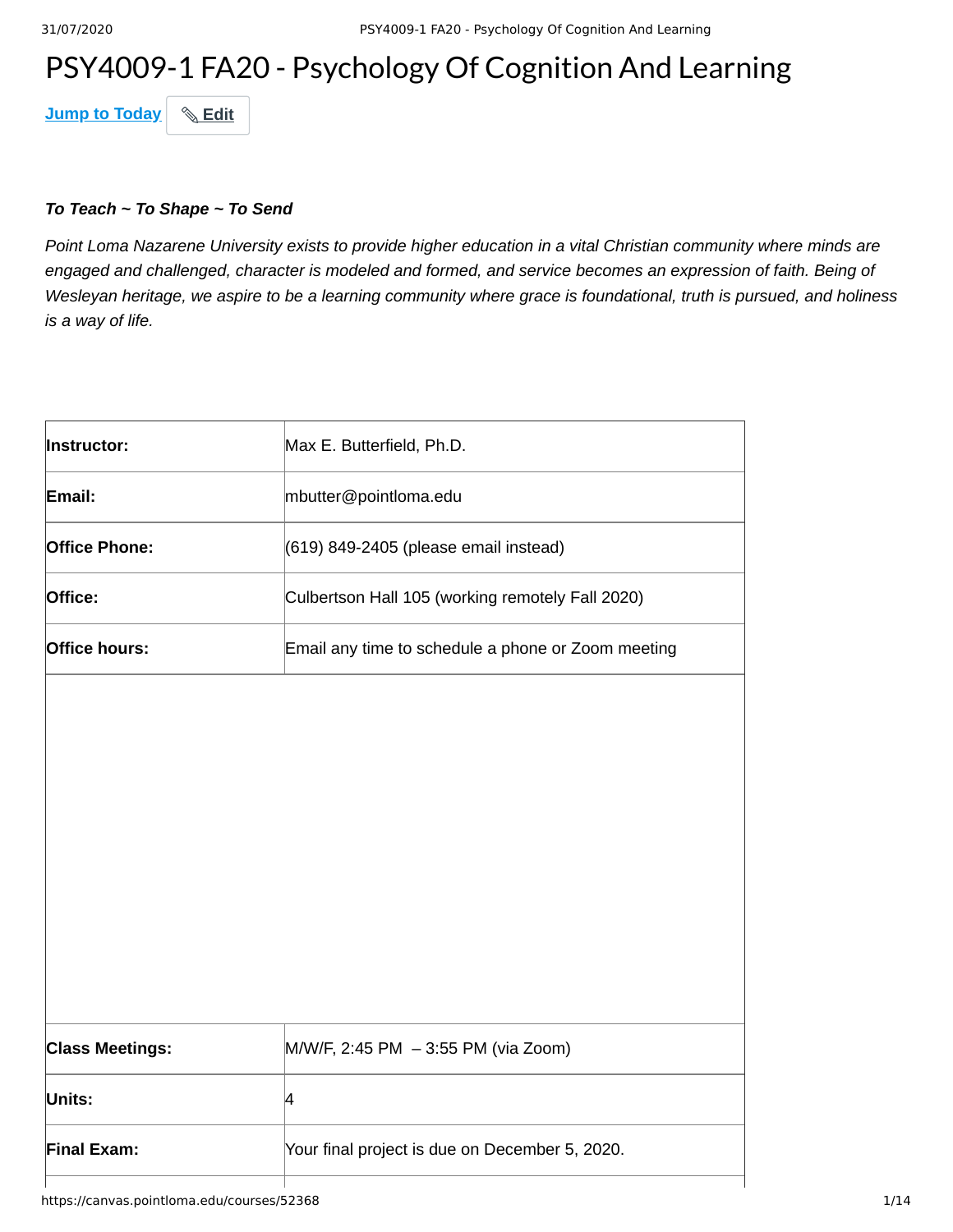# PSY4009-1 FA20 - Psychology Of Cognition And Learning

Jump to Today  ✎ Edit

***To Teach ~ To Shape ~ To Send***

*Point Loma Nazarene University exists to provide higher education in a vital Christian community where minds are engaged and challenged, character is modeled and formed, and service becomes an expression of faith. Being of Wesleyan heritage, we aspire to be a learning community where grace is foundational, truth is pursued, and holiness is a way of life.*

| **Instructor:** | Max E. Butterfield, Ph.D. |
|---|---|
| **Email:** | mbutter@pointloma.edu |
| **Office Phone:** | (619) 849-2405 (please email instead) |
| **Office:** | Culbertson Hall 105 (working remotely Fall 2020) |
| **Office hours:** | Email any time to schedule a phone or Zoom meeting |
| | |
| **Class Meetings:** | M/W/F, 2:45 PM – 3:55 PM (via Zoom) |
| **Units:** | 4 |
| **Final Exam:** | Your final project is due on December 5, 2020. |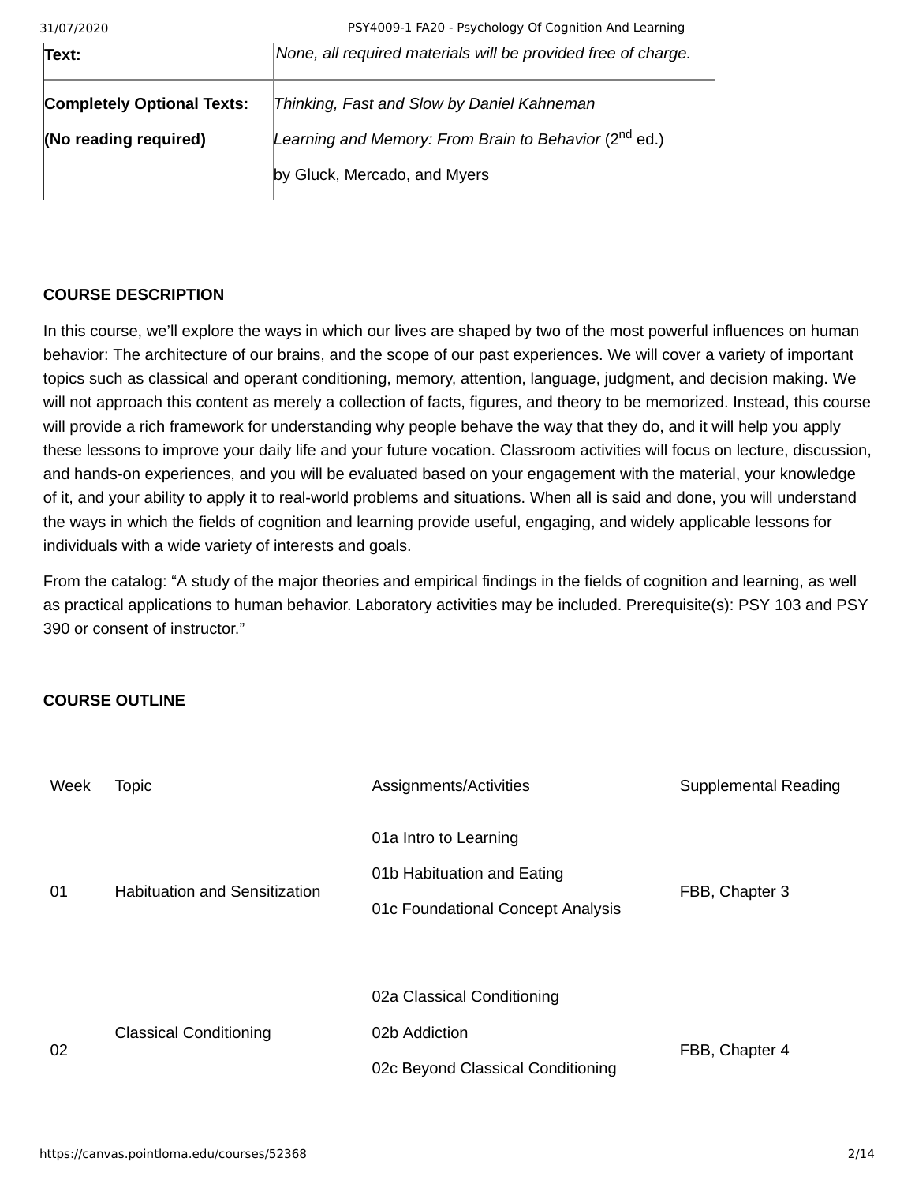| Text: | *None, all required materials will be provided free of charge.* |
|---|---|
| **Completely Optional Texts:** **(No reading required)** | *Thinking, Fast and Slow by Daniel Kahneman* *Learning and Memory: From Brain to Behavior* (2nd ed.) by Gluck, Mercado, and Myers |

**COURSE DESCRIPTION**

In this course, we'll explore the ways in which our lives are shaped by two of the most powerful influences on human behavior: The architecture of our brains, and the scope of our past experiences. We will cover a variety of important topics such as classical and operant conditioning, memory, attention, language, judgment, and decision making. We will not approach this content as merely a collection of facts, figures, and theory to be memorized. Instead, this course will provide a rich framework for understanding why people behave the way that they do, and it will help you apply these lessons to improve your daily life and your future vocation. Classroom activities will focus on lecture, discussion, and hands-on experiences, and you will be evaluated based on your engagement with the material, your knowledge of it, and your ability to apply it to real-world problems and situations. When all is said and done, you will understand the ways in which the fields of cognition and learning provide useful, engaging, and widely applicable lessons for individuals with a wide variety of interests and goals.

From the catalog: "A study of the major theories and empirical findings in the fields of cognition and learning, as well as practical applications to human behavior. Laboratory activities may be included. Prerequisite(s): PSY 103 and PSY 390 or consent of instructor."

**COURSE OUTLINE**

| Week | Topic | Assignments/Activities | Supplemental Reading |
|---|---|---|---|
| 01 | Habituation and Sensitization | 01a Intro to Learning<br>01b Habituation and Eating<br>01c Foundational Concept Analysis | FBB, Chapter 3 |
| 02 | Classical Conditioning | 02a Classical Conditioning<br>02b Addiction<br>02c Beyond Classical Conditioning | FBB, Chapter 4 |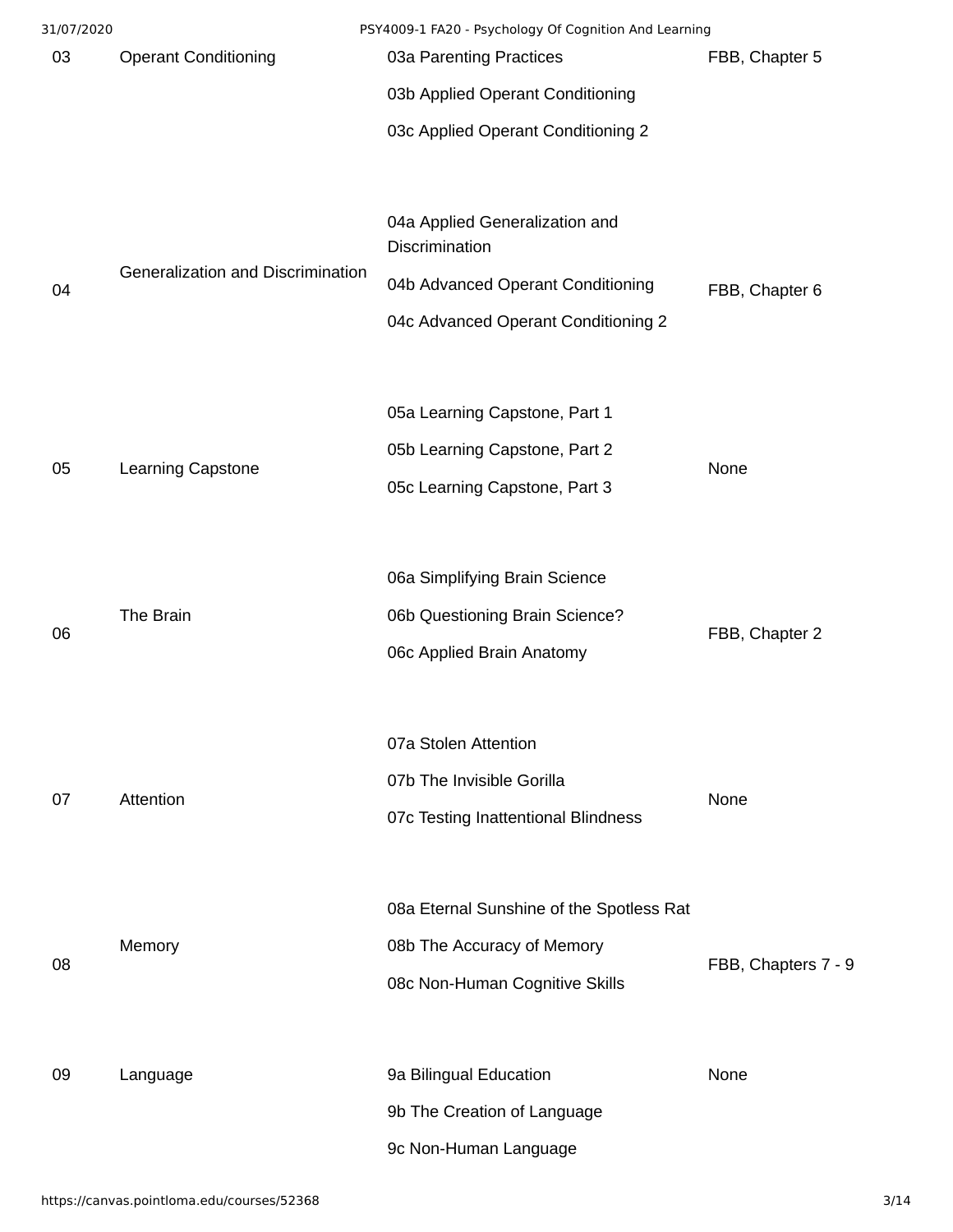| 03 | Operant Conditioning | 03a Parenting Practices<br>03b Applied Operant Conditioning<br>03c Applied Operant Conditioning 2 | FBB, Chapter 5 |
|---|---|---|---|
| 04 | Generalization and Discrimination | 04a Applied Generalization and Discrimination<br>04b Advanced Operant Conditioning<br>04c Advanced Operant Conditioning 2 | FBB, Chapter 6 |
| 05 | Learning Capstone | 05a Learning Capstone, Part 1<br>05b Learning Capstone, Part 2<br>05c Learning Capstone, Part 3 | None |
| 06 | The Brain | 06a Simplifying Brain Science<br>06b Questioning Brain Science?<br>06c Applied Brain Anatomy | FBB, Chapter 2 |
| 07 | Attention | 07a Stolen Attention<br>07b The Invisible Gorilla<br>07c Testing Inattentional Blindness | None |
| 08 | Memory | 08a Eternal Sunshine of the Spotless Rat<br>08b The Accuracy of Memory<br>08c Non-Human Cognitive Skills | FBB, Chapters 7 - 9 |
| 09 | Language | 9a Bilingual Education<br>9b The Creation of Language<br>9c Non-Human Language | None |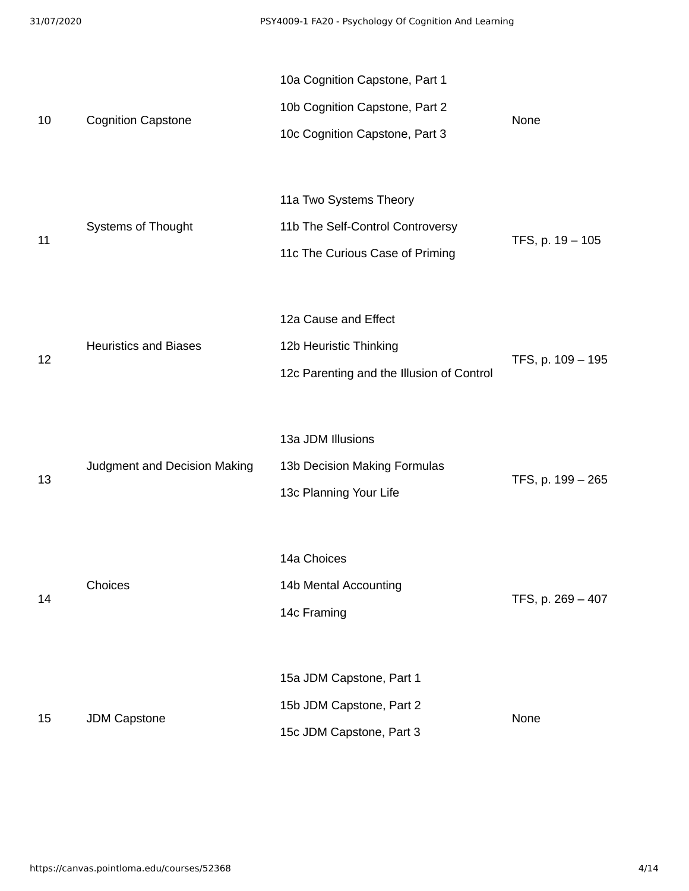| | | | |
|---|---|---|---|
| 10 | Cognition Capstone | 10a Cognition Capstone, Part 1<br>10b Cognition Capstone, Part 2<br>10c Cognition Capstone, Part 3 | None |
| 11 | Systems of Thought | 11a Two Systems Theory<br>11b The Self-Control Controversy<br>11c The Curious Case of Priming | TFS, p. 19 – 105 |
| 12 | Heuristics and Biases | 12a Cause and Effect<br>12b Heuristic Thinking<br>12c Parenting and the Illusion of Control | TFS, p. 109 – 195 |
| 13 | Judgment and Decision Making | 13a JDM Illusions<br>13b Decision Making Formulas<br>13c Planning Your Life | TFS, p. 199 – 265 |
| 14 | Choices | 14a Choices<br>14b Mental Accounting<br>14c Framing | TFS, p. 269 – 407 |
| 15 | JDM Capstone | 15a JDM Capstone, Part 1<br>15b JDM Capstone, Part 2<br>15c JDM Capstone, Part 3 | None |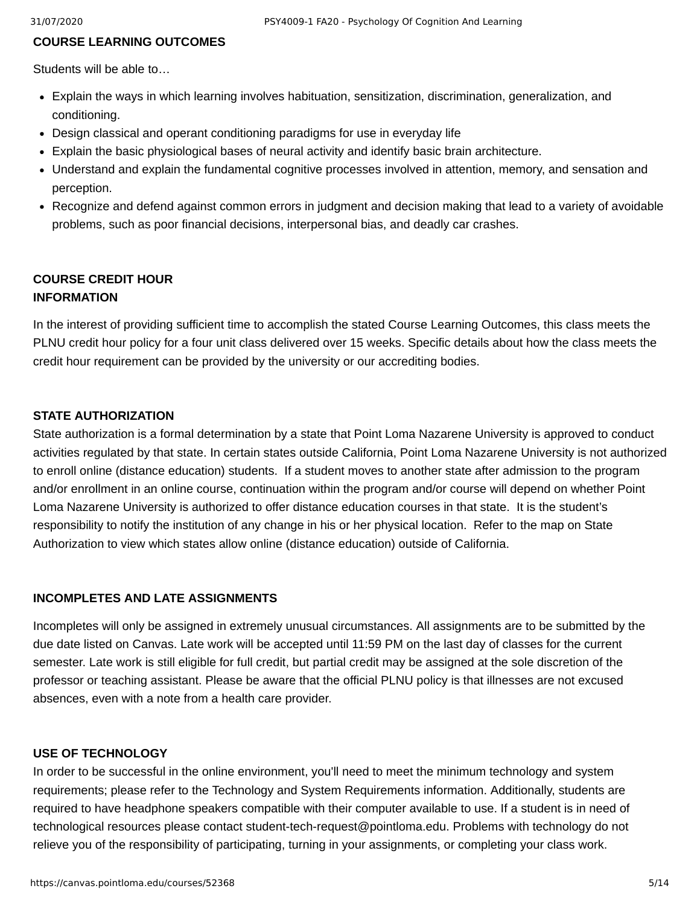## COURSE LEARNING OUTCOMES

Students will be able to…

- Explain the ways in which learning involves habituation, sensitization, discrimination, generalization, and conditioning.
- Design classical and operant conditioning paradigms for use in everyday life
- Explain the basic physiological bases of neural activity and identify basic brain architecture.
- Understand and explain the fundamental cognitive processes involved in attention, memory, and sensation and perception.
- Recognize and defend against common errors in judgment and decision making that lead to a variety of avoidable problems, such as poor financial decisions, interpersonal bias, and deadly car crashes.

## COURSE CREDIT HOUR INFORMATION

In the interest of providing sufficient time to accomplish the stated Course Learning Outcomes, this class meets the PLNU credit hour policy for a four unit class delivered over 15 weeks. Specific details about how the class meets the credit hour requirement can be provided by the university or our accrediting bodies.

## STATE AUTHORIZATION

State authorization is a formal determination by a state that Point Loma Nazarene University is approved to conduct activities regulated by that state. In certain states outside California, Point Loma Nazarene University is not authorized to enroll online (distance education) students. If a student moves to another state after admission to the program and/or enrollment in an online course, continuation within the program and/or course will depend on whether Point Loma Nazarene University is authorized to offer distance education courses in that state. It is the student's responsibility to notify the institution of any change in his or her physical location. Refer to the map on State Authorization to view which states allow online (distance education) outside of California.

## INCOMPLETES AND LATE ASSIGNMENTS

Incompletes will only be assigned in extremely unusual circumstances. All assignments are to be submitted by the due date listed on Canvas. Late work will be accepted until 11:59 PM on the last day of classes for the current semester. Late work is still eligible for full credit, but partial credit may be assigned at the sole discretion of the professor or teaching assistant. Please be aware that the official PLNU policy is that illnesses are not excused absences, even with a note from a health care provider.

## USE OF TECHNOLOGY

In order to be successful in the online environment, you'll need to meet the minimum technology and system requirements; please refer to the Technology and System Requirements information. Additionally, students are required to have headphone speakers compatible with their computer available to use. If a student is in need of technological resources please contact student-tech-request@pointloma.edu. Problems with technology do not relieve you of the responsibility of participating, turning in your assignments, or completing your class work.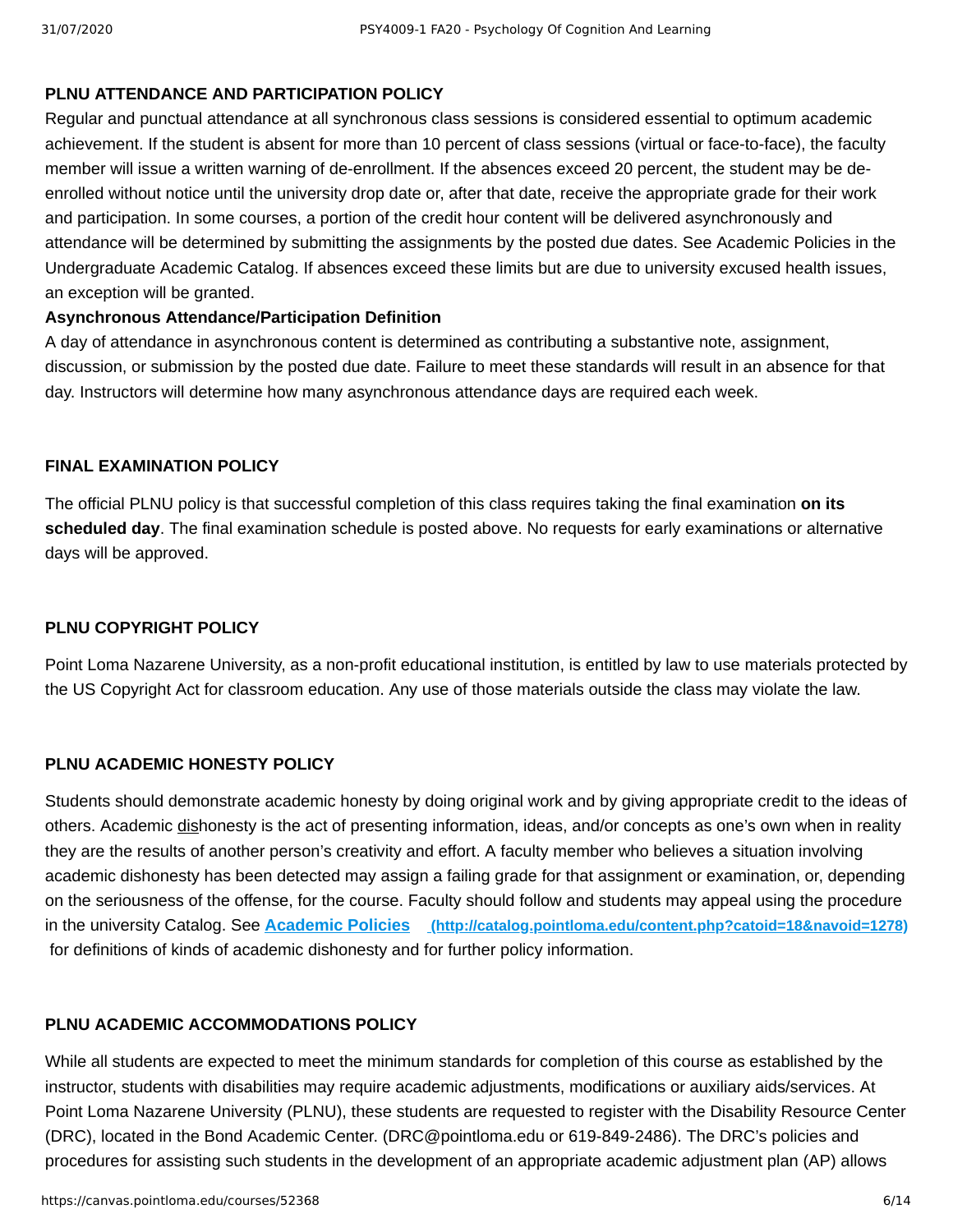**PLNU ATTENDANCE AND PARTICIPATION POLICY**

Regular and punctual attendance at all synchronous class sessions is considered essential to optimum academic achievement. If the student is absent for more than 10 percent of class sessions (virtual or face-to-face), the faculty member will issue a written warning of de-enrollment. If the absences exceed 20 percent, the student may be de-enrolled without notice until the university drop date or, after that date, receive the appropriate grade for their work and participation. In some courses, a portion of the credit hour content will be delivered asynchronously and attendance will be determined by submitting the assignments by the posted due dates. See Academic Policies in the Undergraduate Academic Catalog. If absences exceed these limits but are due to university excused health issues, an exception will be granted.

**Asynchronous Attendance/Participation Definition**

A day of attendance in asynchronous content is determined as contributing a substantive note, assignment, discussion, or submission by the posted due date. Failure to meet these standards will result in an absence for that day. Instructors will determine how many asynchronous attendance days are required each week.

**FINAL EXAMINATION POLICY**

The official PLNU policy is that successful completion of this class requires taking the final examination **on its scheduled day**. The final examination schedule is posted above. No requests for early examinations or alternative days will be approved.

**PLNU COPYRIGHT POLICY**

Point Loma Nazarene University, as a non-profit educational institution, is entitled by law to use materials protected by the US Copyright Act for classroom education. Any use of those materials outside the class may violate the law.

**PLNU ACADEMIC HONESTY POLICY**

Students should demonstrate academic honesty by doing original work and by giving appropriate credit to the ideas of others. Academic dishonesty is the act of presenting information, ideas, and/or concepts as one's own when in reality they are the results of another person's creativity and effort. A faculty member who believes a situation involving academic dishonesty has been detected may assign a failing grade for that assignment or examination, or, depending on the seriousness of the offense, for the course. Faculty should follow and students may appeal using the procedure in the university Catalog. See [Academic Policies](http://catalog.pointloma.edu/content.php?catoid=18&navoid=1278) (http://catalog.pointloma.edu/content.php?catoid=18&navoid=1278) for definitions of kinds of academic dishonesty and for further policy information.

**PLNU ACADEMIC ACCOMMODATIONS POLICY**

While all students are expected to meet the minimum standards for completion of this course as established by the instructor, students with disabilities may require academic adjustments, modifications or auxiliary aids/services. At Point Loma Nazarene University (PLNU), these students are requested to register with the Disability Resource Center (DRC), located in the Bond Academic Center. (DRC@pointloma.edu or 619-849-2486). The DRC's policies and procedures for assisting such students in the development of an appropriate academic adjustment plan (AP) allows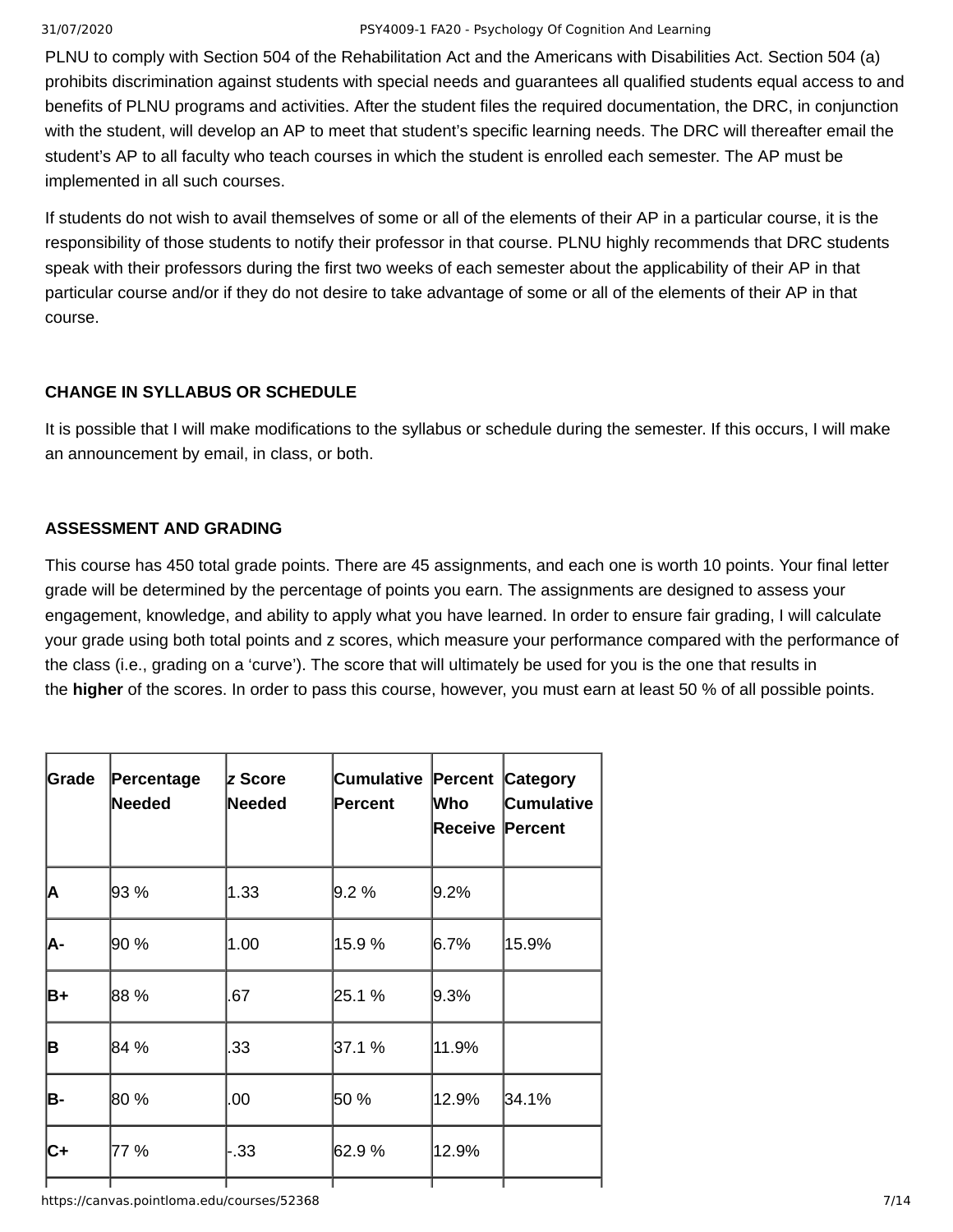PLNU to comply with Section 504 of the Rehabilitation Act and the Americans with Disabilities Act. Section 504 (a) prohibits discrimination against students with special needs and guarantees all qualified students equal access to and benefits of PLNU programs and activities. After the student files the required documentation, the DRC, in conjunction with the student, will develop an AP to meet that student's specific learning needs. The DRC will thereafter email the student's AP to all faculty who teach courses in which the student is enrolled each semester. The AP must be implemented in all such courses.

If students do not wish to avail themselves of some or all of the elements of their AP in a particular course, it is the responsibility of those students to notify their professor in that course. PLNU highly recommends that DRC students speak with their professors during the first two weeks of each semester about the applicability of their AP in that particular course and/or if they do not desire to take advantage of some or all of the elements of their AP in that course.

### CHANGE IN SYLLABUS OR SCHEDULE

It is possible that I will make modifications to the syllabus or schedule during the semester. If this occurs, I will make an announcement by email, in class, or both.

### ASSESSMENT AND GRADING

This course has 450 total grade points. There are 45 assignments, and each one is worth 10 points. Your final letter grade will be determined by the percentage of points you earn. The assignments are designed to assess your engagement, knowledge, and ability to apply what you have learned. In order to ensure fair grading, I will calculate your grade using both total points and z scores, which measure your performance compared with the performance of the class (i.e., grading on a 'curve'). The score that will ultimately be used for you is the one that results in the **higher** of the scores. In order to pass this course, however, you must earn at least 50 % of all possible points.

| Grade | Percentage Needed | *z* Score Needed | Cumulative Percent | Percent Who Receive | Category Cumulative Percent |
|---|---|---|---|---|---|
| A | 93 % | 1.33 | 9.2 % | 9.2% | |
| A- | 90 % | 1.00 | 15.9 % | 6.7% | 15.9% |
| B+ | 88 % | .67 | 25.1 % | 9.3% | |
| B | 84 % | .33 | 37.1 % | 11.9% | |
| B- | 80 % | .00 | 50 % | 12.9% | 34.1% |
| C+ | 77 % | -.33 | 62.9 % | 12.9% | |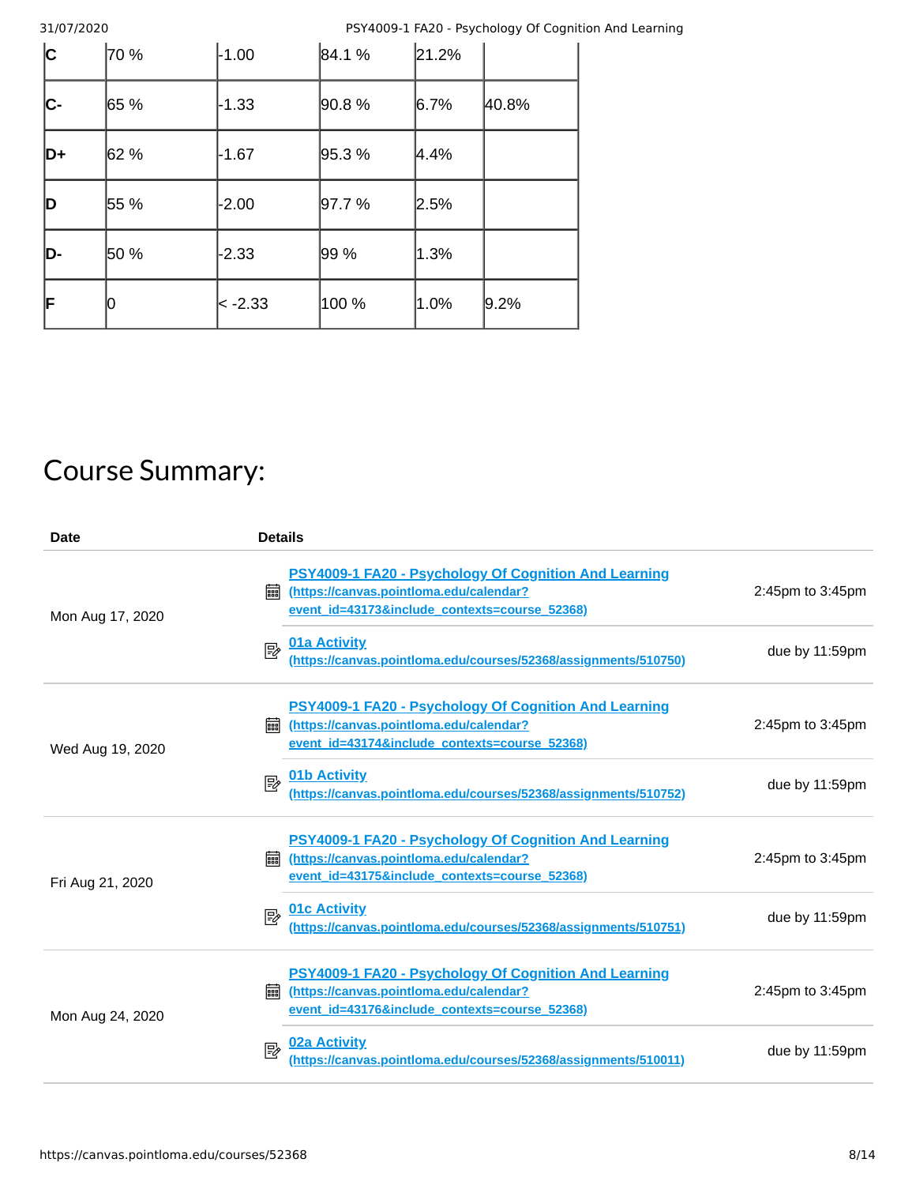| C | 70 % | -1.00 | 84.1 % | 21.2% | |
|---|---|---|---|---|---|
| C- | 65 % | -1.33 | 90.8 % | 6.7% | 40.8% |
| D+ | 62 % | -1.67 | 95.3 % | 4.4% | |
| D | 55 % | -2.00 | 97.7 % | 2.5% | |
| D- | 50 % | -2.33 | 99 % | 1.3% | |
| F | 0 | < -2.33 | 100 % | 1.0% | 9.2% |

# Course Summary:

| Date | Details | |
|---|---|---|
| Mon Aug 17, 2020 | PSY4009-1 FA20 - Psychology Of Cognition And Learning (https://canvas.pointloma.edu/calendar?event_id=43173&include_contexts=course_52368) | 2:45pm to 3:45pm |
| | 01a Activity (https://canvas.pointloma.edu/courses/52368/assignments/510750) | due by 11:59pm |
| Wed Aug 19, 2020 | PSY4009-1 FA20 - Psychology Of Cognition And Learning (https://canvas.pointloma.edu/calendar?event_id=43174&include_contexts=course_52368) | 2:45pm to 3:45pm |
| | 01b Activity (https://canvas.pointloma.edu/courses/52368/assignments/510752) | due by 11:59pm |
| Fri Aug 21, 2020 | PSY4009-1 FA20 - Psychology Of Cognition And Learning (https://canvas.pointloma.edu/calendar?event_id=43175&include_contexts=course_52368) | 2:45pm to 3:45pm |
| | 01c Activity (https://canvas.pointloma.edu/courses/52368/assignments/510751) | due by 11:59pm |
| Mon Aug 24, 2020 | PSY4009-1 FA20 - Psychology Of Cognition And Learning (https://canvas.pointloma.edu/calendar?event_id=43176&include_contexts=course_52368) | 2:45pm to 3:45pm |
| | 02a Activity (https://canvas.pointloma.edu/courses/52368/assignments/510011) | due by 11:59pm |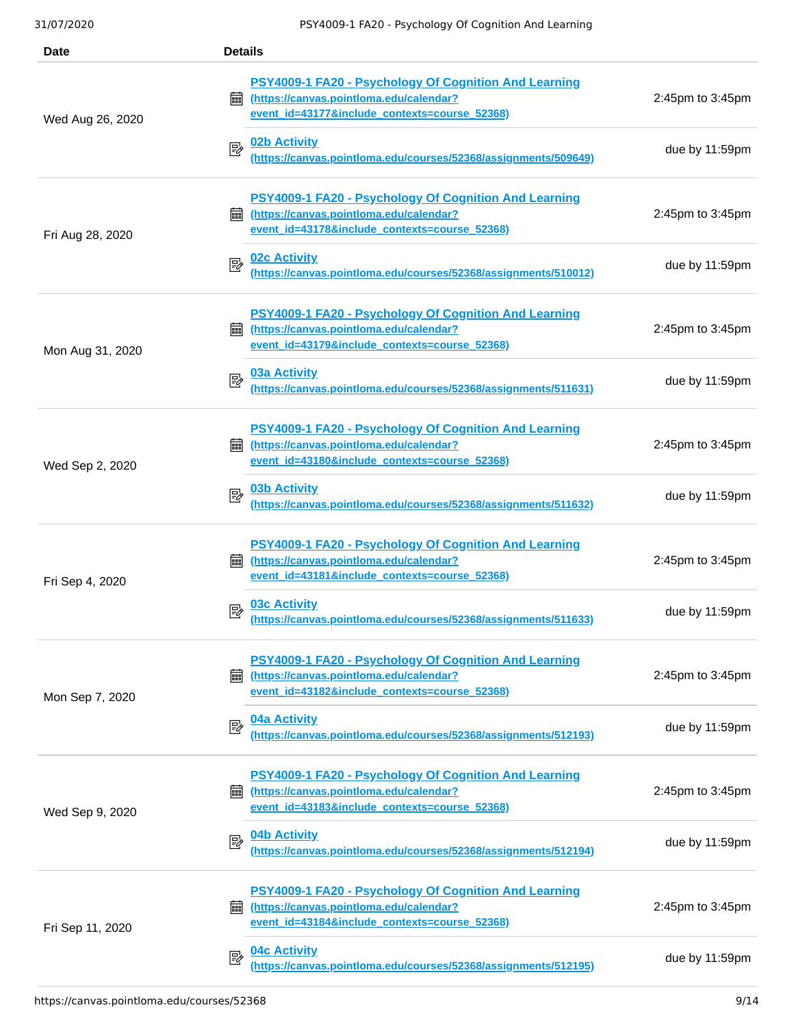| Date | Details | |
|---|---|---|
| Wed Aug 26, 2020 | PSY4009-1 FA20 - Psychology Of Cognition And Learning (https://canvas.pointloma.edu/calendar?event_id=43177&include_contexts=course_52368) | 2:45pm to 3:45pm |
| | 02b Activity (https://canvas.pointloma.edu/courses/52368/assignments/509649) | due by 11:59pm |
| Fri Aug 28, 2020 | PSY4009-1 FA20 - Psychology Of Cognition And Learning (https://canvas.pointloma.edu/calendar?event_id=43178&include_contexts=course_52368) | 2:45pm to 3:45pm |
| | 02c Activity (https://canvas.pointloma.edu/courses/52368/assignments/510012) | due by 11:59pm |
| Mon Aug 31, 2020 | PSY4009-1 FA20 - Psychology Of Cognition And Learning (https://canvas.pointloma.edu/calendar?event_id=43179&include_contexts=course_52368) | 2:45pm to 3:45pm |
| | 03a Activity (https://canvas.pointloma.edu/courses/52368/assignments/511631) | due by 11:59pm |
| Wed Sep 2, 2020 | PSY4009-1 FA20 - Psychology Of Cognition And Learning (https://canvas.pointloma.edu/calendar?event_id=43180&include_contexts=course_52368) | 2:45pm to 3:45pm |
| | 03b Activity (https://canvas.pointloma.edu/courses/52368/assignments/511632) | due by 11:59pm |
| Fri Sep 4, 2020 | PSY4009-1 FA20 - Psychology Of Cognition And Learning (https://canvas.pointloma.edu/calendar?event_id=43181&include_contexts=course_52368) | 2:45pm to 3:45pm |
| | 03c Activity (https://canvas.pointloma.edu/courses/52368/assignments/511633) | due by 11:59pm |
| Mon Sep 7, 2020 | PSY4009-1 FA20 - Psychology Of Cognition And Learning (https://canvas.pointloma.edu/calendar?event_id=43182&include_contexts=course_52368) | 2:45pm to 3:45pm |
| | 04a Activity (https://canvas.pointloma.edu/courses/52368/assignments/512193) | due by 11:59pm |
| Wed Sep 9, 2020 | PSY4009-1 FA20 - Psychology Of Cognition And Learning (https://canvas.pointloma.edu/calendar?event_id=43183&include_contexts=course_52368) | 2:45pm to 3:45pm |
| | 04b Activity (https://canvas.pointloma.edu/courses/52368/assignments/512194) | due by 11:59pm |
| Fri Sep 11, 2020 | PSY4009-1 FA20 - Psychology Of Cognition And Learning (https://canvas.pointloma.edu/calendar?event_id=43184&include_contexts=course_52368) | 2:45pm to 3:45pm |
| | 04c Activity (https://canvas.pointloma.edu/courses/52368/assignments/512195) | due by 11:59pm |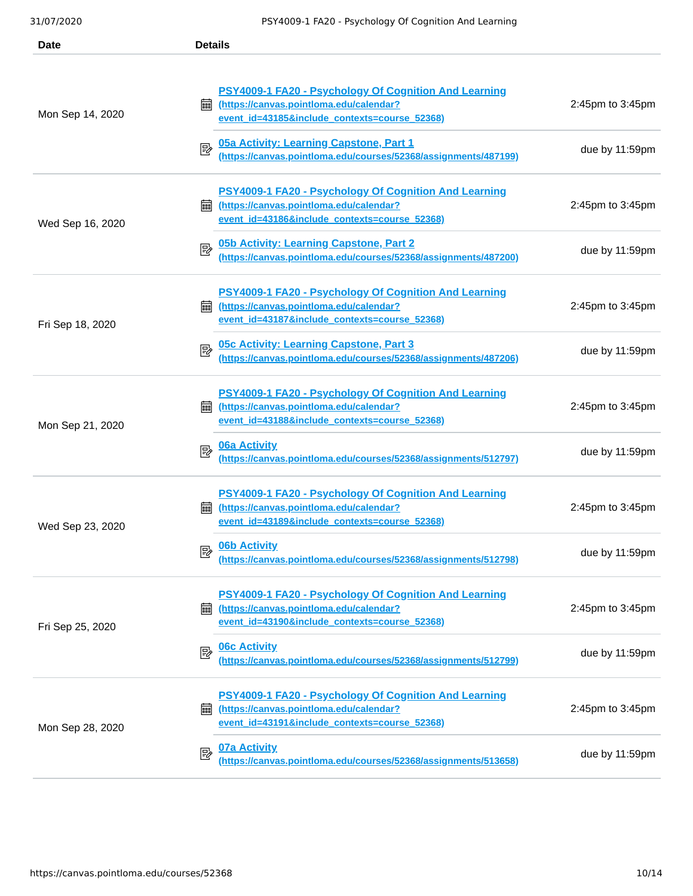| Date | Details | |
|---|---|---|
| Mon Sep 14, 2020 | PSY4009-1 FA20 - Psychology Of Cognition And Learning (https://canvas.pointloma.edu/calendar?event_id=43185&include_contexts=course_52368) | 2:45pm to 3:45pm |
| | 05a Activity: Learning Capstone, Part 1 (https://canvas.pointloma.edu/courses/52368/assignments/487199) | due by 11:59pm |
| Wed Sep 16, 2020 | PSY4009-1 FA20 - Psychology Of Cognition And Learning (https://canvas.pointloma.edu/calendar?event_id=43186&include_contexts=course_52368) | 2:45pm to 3:45pm |
| | 05b Activity: Learning Capstone, Part 2 (https://canvas.pointloma.edu/courses/52368/assignments/487200) | due by 11:59pm |
| Fri Sep 18, 2020 | PSY4009-1 FA20 - Psychology Of Cognition And Learning (https://canvas.pointloma.edu/calendar?event_id=43187&include_contexts=course_52368) | 2:45pm to 3:45pm |
| | 05c Activity: Learning Capstone, Part 3 (https://canvas.pointloma.edu/courses/52368/assignments/487206) | due by 11:59pm |
| Mon Sep 21, 2020 | PSY4009-1 FA20 - Psychology Of Cognition And Learning (https://canvas.pointloma.edu/calendar?event_id=43188&include_contexts=course_52368) | 2:45pm to 3:45pm |
| | 06a Activity (https://canvas.pointloma.edu/courses/52368/assignments/512797) | due by 11:59pm |
| Wed Sep 23, 2020 | PSY4009-1 FA20 - Psychology Of Cognition And Learning (https://canvas.pointloma.edu/calendar?event_id=43189&include_contexts=course_52368) | 2:45pm to 3:45pm |
| | 06b Activity (https://canvas.pointloma.edu/courses/52368/assignments/512798) | due by 11:59pm |
| Fri Sep 25, 2020 | PSY4009-1 FA20 - Psychology Of Cognition And Learning (https://canvas.pointloma.edu/calendar?event_id=43190&include_contexts=course_52368) | 2:45pm to 3:45pm |
| | 06c Activity (https://canvas.pointloma.edu/courses/52368/assignments/512799) | due by 11:59pm |
| Mon Sep 28, 2020 | PSY4009-1 FA20 - Psychology Of Cognition And Learning (https://canvas.pointloma.edu/calendar?event_id=43191&include_contexts=course_52368) | 2:45pm to 3:45pm |
| | 07a Activity (https://canvas.pointloma.edu/courses/52368/assignments/513658) | due by 11:59pm |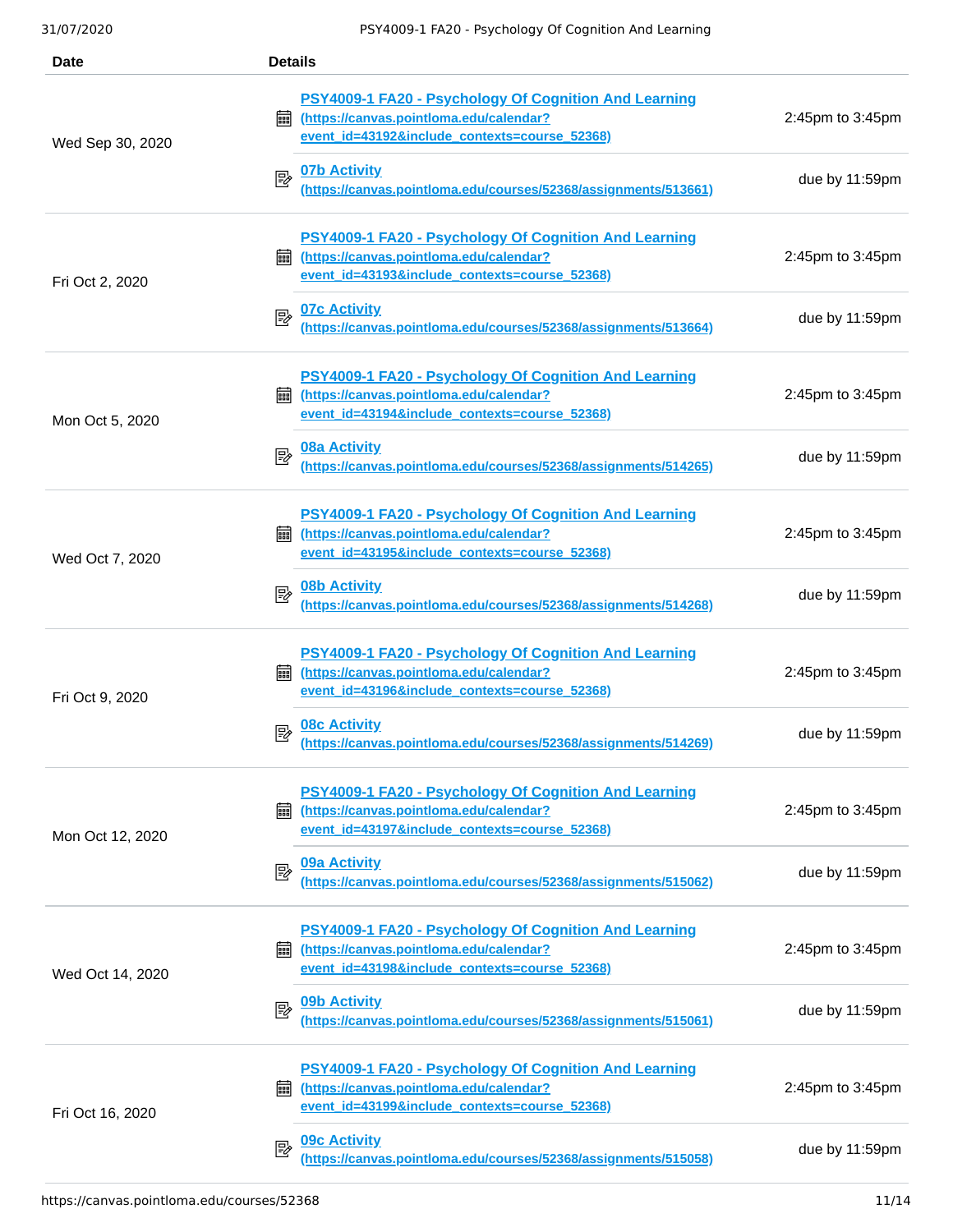| Date | Details | |
|---|---|---|
| Wed Sep 30, 2020 | PSY4009-1 FA20 - Psychology Of Cognition And Learning (https://canvas.pointloma.edu/calendar?event_id=43192&include_contexts=course_52368) | 2:45pm to 3:45pm |
| | 07b Activity (https://canvas.pointloma.edu/courses/52368/assignments/513661) | due by 11:59pm |
| Fri Oct 2, 2020 | PSY4009-1 FA20 - Psychology Of Cognition And Learning (https://canvas.pointloma.edu/calendar?event_id=43193&include_contexts=course_52368) | 2:45pm to 3:45pm |
| | 07c Activity (https://canvas.pointloma.edu/courses/52368/assignments/513664) | due by 11:59pm |
| Mon Oct 5, 2020 | PSY4009-1 FA20 - Psychology Of Cognition And Learning (https://canvas.pointloma.edu/calendar?event_id=43194&include_contexts=course_52368) | 2:45pm to 3:45pm |
| | 08a Activity (https://canvas.pointloma.edu/courses/52368/assignments/514265) | due by 11:59pm |
| Wed Oct 7, 2020 | PSY4009-1 FA20 - Psychology Of Cognition And Learning (https://canvas.pointloma.edu/calendar?event_id=43195&include_contexts=course_52368) | 2:45pm to 3:45pm |
| | 08b Activity (https://canvas.pointloma.edu/courses/52368/assignments/514268) | due by 11:59pm |
| Fri Oct 9, 2020 | PSY4009-1 FA20 - Psychology Of Cognition And Learning (https://canvas.pointloma.edu/calendar?event_id=43196&include_contexts=course_52368) | 2:45pm to 3:45pm |
| | 08c Activity (https://canvas.pointloma.edu/courses/52368/assignments/514269) | due by 11:59pm |
| Mon Oct 12, 2020 | PSY4009-1 FA20 - Psychology Of Cognition And Learning (https://canvas.pointloma.edu/calendar?event_id=43197&include_contexts=course_52368) | 2:45pm to 3:45pm |
| | 09a Activity (https://canvas.pointloma.edu/courses/52368/assignments/515062) | due by 11:59pm |
| Wed Oct 14, 2020 | PSY4009-1 FA20 - Psychology Of Cognition And Learning (https://canvas.pointloma.edu/calendar?event_id=43198&include_contexts=course_52368) | 2:45pm to 3:45pm |
| | 09b Activity (https://canvas.pointloma.edu/courses/52368/assignments/515061) | due by 11:59pm |
| Fri Oct 16, 2020 | PSY4009-1 FA20 - Psychology Of Cognition And Learning (https://canvas.pointloma.edu/calendar?event_id=43199&include_contexts=course_52368) | 2:45pm to 3:45pm |
| | 09c Activity (https://canvas.pointloma.edu/courses/52368/assignments/515058) | due by 11:59pm |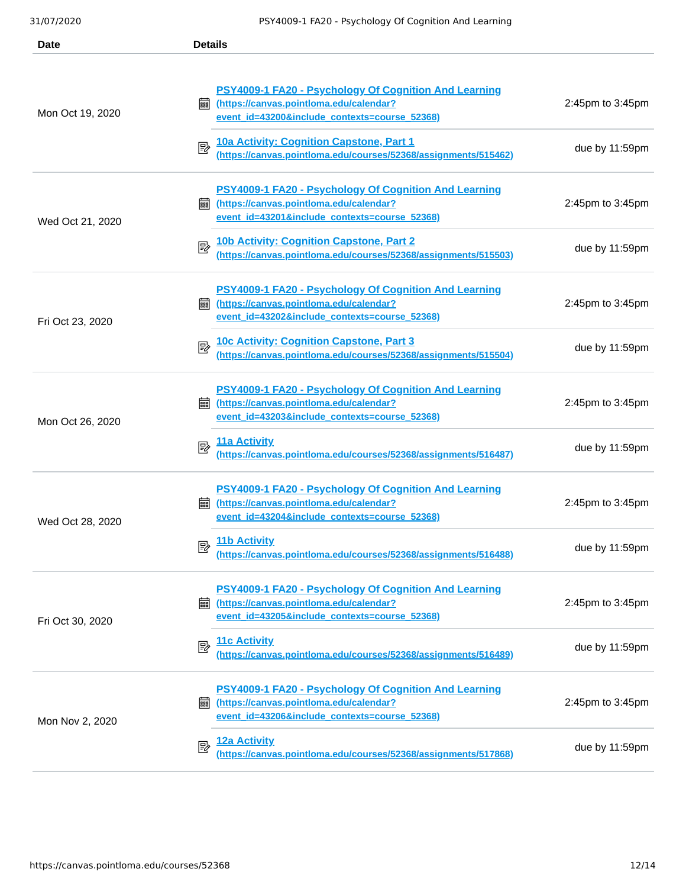| Date | Details | |
|---|---|---|
| Mon Oct 19, 2020 | PSY4009-1 FA20 - Psychology Of Cognition And Learning (https://canvas.pointloma.edu/calendar?event_id=43200&include_contexts=course_52368) | 2:45pm to 3:45pm |
| | 10a Activity: Cognition Capstone, Part 1 (https://canvas.pointloma.edu/courses/52368/assignments/515462) | due by 11:59pm |
| Wed Oct 21, 2020 | PSY4009-1 FA20 - Psychology Of Cognition And Learning (https://canvas.pointloma.edu/calendar?event_id=43201&include_contexts=course_52368) | 2:45pm to 3:45pm |
| | 10b Activity: Cognition Capstone, Part 2 (https://canvas.pointloma.edu/courses/52368/assignments/515503) | due by 11:59pm |
| Fri Oct 23, 2020 | PSY4009-1 FA20 - Psychology Of Cognition And Learning (https://canvas.pointloma.edu/calendar?event_id=43202&include_contexts=course_52368) | 2:45pm to 3:45pm |
| | 10c Activity: Cognition Capstone, Part 3 (https://canvas.pointloma.edu/courses/52368/assignments/515504) | due by 11:59pm |
| Mon Oct 26, 2020 | PSY4009-1 FA20 - Psychology Of Cognition And Learning (https://canvas.pointloma.edu/calendar?event_id=43203&include_contexts=course_52368) | 2:45pm to 3:45pm |
| | 11a Activity (https://canvas.pointloma.edu/courses/52368/assignments/516487) | due by 11:59pm |
| Wed Oct 28, 2020 | PSY4009-1 FA20 - Psychology Of Cognition And Learning (https://canvas.pointloma.edu/calendar?event_id=43204&include_contexts=course_52368) | 2:45pm to 3:45pm |
| | 11b Activity (https://canvas.pointloma.edu/courses/52368/assignments/516488) | due by 11:59pm |
| Fri Oct 30, 2020 | PSY4009-1 FA20 - Psychology Of Cognition And Learning (https://canvas.pointloma.edu/calendar?event_id=43205&include_contexts=course_52368) | 2:45pm to 3:45pm |
| | 11c Activity (https://canvas.pointloma.edu/courses/52368/assignments/516489) | due by 11:59pm |
| Mon Nov 2, 2020 | PSY4009-1 FA20 - Psychology Of Cognition And Learning (https://canvas.pointloma.edu/calendar?event_id=43206&include_contexts=course_52368) | 2:45pm to 3:45pm |
| | 12a Activity (https://canvas.pointloma.edu/courses/52368/assignments/517868) | due by 11:59pm |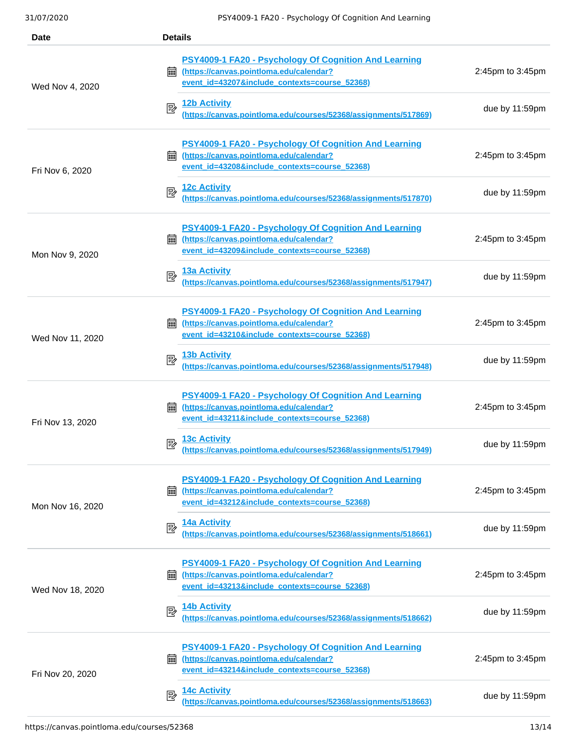| Date | Details | |
|---|---|---|
| Wed Nov 4, 2020 | [PSY4009-1 FA20 - Psychology Of Cognition And Learning (https://canvas.pointloma.edu/calendar?event_id=43207&include_contexts=course_52368)](https://canvas.pointloma.edu/calendar?event_id=43207&include_contexts=course_52368) | 2:45pm to 3:45pm |
| | [12b Activity (https://canvas.pointloma.edu/courses/52368/assignments/517869)](https://canvas.pointloma.edu/courses/52368/assignments/517869) | due by 11:59pm |
| Fri Nov 6, 2020 | [PSY4009-1 FA20 - Psychology Of Cognition And Learning (https://canvas.pointloma.edu/calendar?event_id=43208&include_contexts=course_52368)](https://canvas.pointloma.edu/calendar?event_id=43208&include_contexts=course_52368) | 2:45pm to 3:45pm |
| | [12c Activity (https://canvas.pointloma.edu/courses/52368/assignments/517870)](https://canvas.pointloma.edu/courses/52368/assignments/517870) | due by 11:59pm |
| Mon Nov 9, 2020 | [PSY4009-1 FA20 - Psychology Of Cognition And Learning (https://canvas.pointloma.edu/calendar?event_id=43209&include_contexts=course_52368)](https://canvas.pointloma.edu/calendar?event_id=43209&include_contexts=course_52368) | 2:45pm to 3:45pm |
| | [13a Activity (https://canvas.pointloma.edu/courses/52368/assignments/517947)](https://canvas.pointloma.edu/courses/52368/assignments/517947) | due by 11:59pm |
| Wed Nov 11, 2020 | [PSY4009-1 FA20 - Psychology Of Cognition And Learning (https://canvas.pointloma.edu/calendar?event_id=43210&include_contexts=course_52368)](https://canvas.pointloma.edu/calendar?event_id=43210&include_contexts=course_52368) | 2:45pm to 3:45pm |
| | [13b Activity (https://canvas.pointloma.edu/courses/52368/assignments/517948)](https://canvas.pointloma.edu/courses/52368/assignments/517948) | due by 11:59pm |
| Fri Nov 13, 2020 | [PSY4009-1 FA20 - Psychology Of Cognition And Learning (https://canvas.pointloma.edu/calendar?event_id=43211&include_contexts=course_52368)](https://canvas.pointloma.edu/calendar?event_id=43211&include_contexts=course_52368) | 2:45pm to 3:45pm |
| | [13c Activity (https://canvas.pointloma.edu/courses/52368/assignments/517949)](https://canvas.pointloma.edu/courses/52368/assignments/517949) | due by 11:59pm |
| Mon Nov 16, 2020 | [PSY4009-1 FA20 - Psychology Of Cognition And Learning (https://canvas.pointloma.edu/calendar?event_id=43212&include_contexts=course_52368)](https://canvas.pointloma.edu/calendar?event_id=43212&include_contexts=course_52368) | 2:45pm to 3:45pm |
| | [14a Activity (https://canvas.pointloma.edu/courses/52368/assignments/518661)](https://canvas.pointloma.edu/courses/52368/assignments/518661) | due by 11:59pm |
| Wed Nov 18, 2020 | [PSY4009-1 FA20 - Psychology Of Cognition And Learning (https://canvas.pointloma.edu/calendar?event_id=43213&include_contexts=course_52368)](https://canvas.pointloma.edu/calendar?event_id=43213&include_contexts=course_52368) | 2:45pm to 3:45pm |
| | [14b Activity (https://canvas.pointloma.edu/courses/52368/assignments/518662)](https://canvas.pointloma.edu/courses/52368/assignments/518662) | due by 11:59pm |
| Fri Nov 20, 2020 | [PSY4009-1 FA20 - Psychology Of Cognition And Learning (https://canvas.pointloma.edu/calendar?event_id=43214&include_contexts=course_52368)](https://canvas.pointloma.edu/calendar?event_id=43214&include_contexts=course_52368) | 2:45pm to 3:45pm |
| | [14c Activity (https://canvas.pointloma.edu/courses/52368/assignments/518663)](https://canvas.pointloma.edu/courses/52368/assignments/518663) | due by 11:59pm |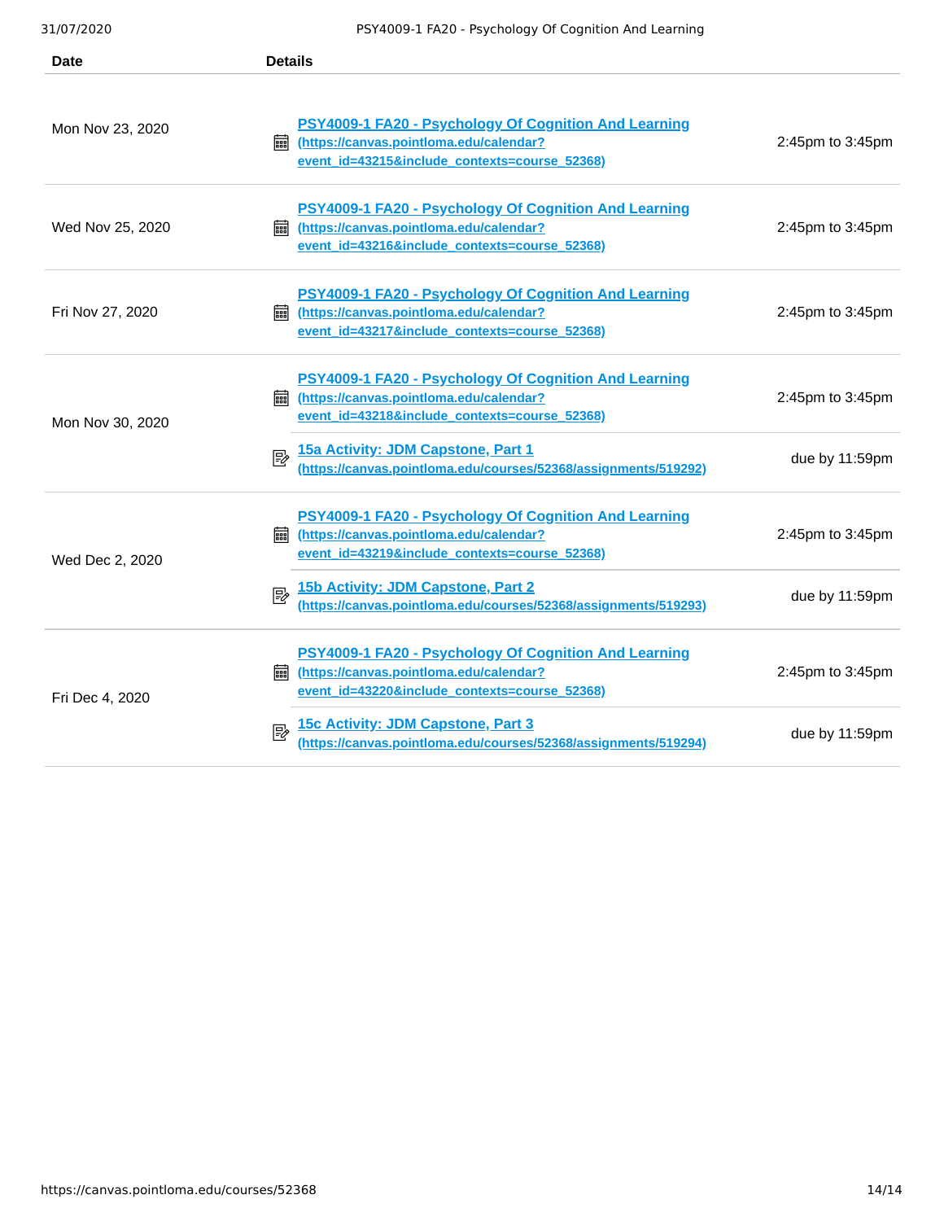| Date | Details | |
|---|---|---|
| Mon Nov 23, 2020 | [PSY4009-1 FA20 - Psychology Of Cognition And Learning (https://canvas.pointloma.edu/calendar?event_id=43215&include_contexts=course_52368)](https://canvas.pointloma.edu/calendar?event_id=43215&include_contexts=course_52368) | 2:45pm to 3:45pm |
| Wed Nov 25, 2020 | [PSY4009-1 FA20 - Psychology Of Cognition And Learning (https://canvas.pointloma.edu/calendar?event_id=43216&include_contexts=course_52368)](https://canvas.pointloma.edu/calendar?event_id=43216&include_contexts=course_52368) | 2:45pm to 3:45pm |
| Fri Nov 27, 2020 | [PSY4009-1 FA20 - Psychology Of Cognition And Learning (https://canvas.pointloma.edu/calendar?event_id=43217&include_contexts=course_52368)](https://canvas.pointloma.edu/calendar?event_id=43217&include_contexts=course_52368) | 2:45pm to 3:45pm |
| Mon Nov 30, 2020 | [PSY4009-1 FA20 - Psychology Of Cognition And Learning (https://canvas.pointloma.edu/calendar?event_id=43218&include_contexts=course_52368)](https://canvas.pointloma.edu/calendar?event_id=43218&include_contexts=course_52368) | 2:45pm to 3:45pm |
| | [15a Activity: JDM Capstone, Part 1 (https://canvas.pointloma.edu/courses/52368/assignments/519292)](https://canvas.pointloma.edu/courses/52368/assignments/519292) | due by 11:59pm |
| Wed Dec 2, 2020 | [PSY4009-1 FA20 - Psychology Of Cognition And Learning (https://canvas.pointloma.edu/calendar?event_id=43219&include_contexts=course_52368)](https://canvas.pointloma.edu/calendar?event_id=43219&include_contexts=course_52368) | 2:45pm to 3:45pm |
| | [15b Activity: JDM Capstone, Part 2 (https://canvas.pointloma.edu/courses/52368/assignments/519293)](https://canvas.pointloma.edu/courses/52368/assignments/519293) | due by 11:59pm |
| Fri Dec 4, 2020 | [PSY4009-1 FA20 - Psychology Of Cognition And Learning (https://canvas.pointloma.edu/calendar?event_id=43220&include_contexts=course_52368)](https://canvas.pointloma.edu/calendar?event_id=43220&include_contexts=course_52368) | 2:45pm to 3:45pm |
| | [15c Activity: JDM Capstone, Part 3 (https://canvas.pointloma.edu/courses/52368/assignments/519294)](https://canvas.pointloma.edu/courses/52368/assignments/519294) | due by 11:59pm |